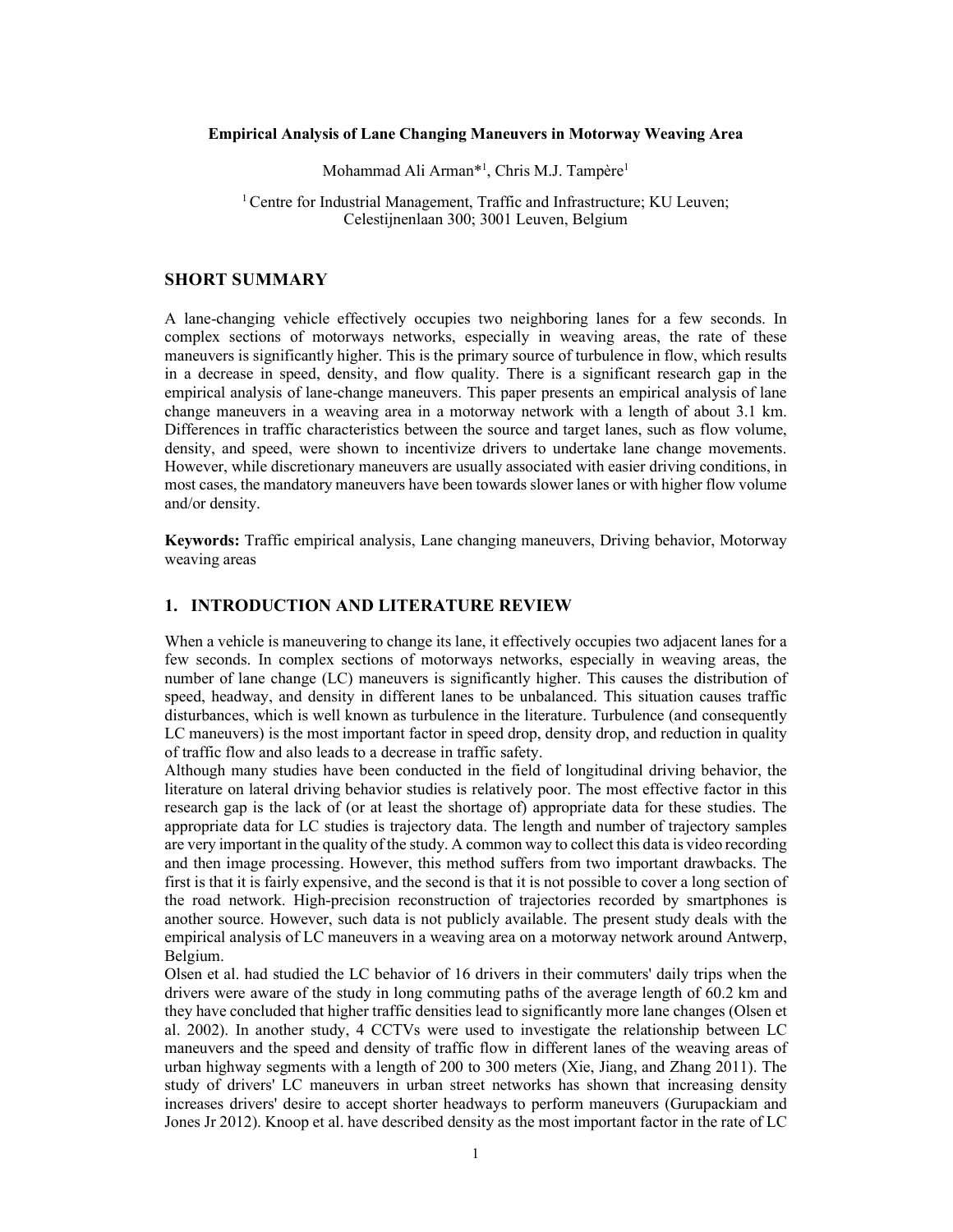**Empirical Analysis of Lane Changing Maneuvers in Motorway Weaving Area**

Mohammad Ali Arman*[1], Chris M.J. Tampère[1]

[1] Centre for Industrial Management, Traffic and Infrastructure; KU Leuven; Celestijnenlaan 300; 3001 Leuven, Belgium

## SHORT SUMMARY

A lane-changing vehicle effectively occupies two neighboring lanes for a few seconds. In complex sections of motorways networks, especially in weaving areas, the rate of these maneuvers is significantly higher. This is the primary source of turbulence in flow, which results in a decrease in speed, density, and flow quality. There is a significant research gap in the empirical analysis of lane-change maneuvers. This paper presents an empirical analysis of lane change maneuvers in a weaving area in a motorway network with a length of about 3.1 km. Differences in traffic characteristics between the source and target lanes, such as flow volume, density, and speed, were shown to incentivize drivers to undertake lane change movements. However, while discretionary maneuvers are usually associated with easier driving conditions, in most cases, the mandatory maneuvers have been towards slower lanes or with higher flow volume and/or density.

**Keywords:** Traffic empirical analysis, Lane changing maneuvers, Driving behavior, Motorway weaving areas

## 1. INTRODUCTION AND LITERATURE REVIEW

When a vehicle is maneuvering to change its lane, it effectively occupies two adjacent lanes for a few seconds. In complex sections of motorways networks, especially in weaving areas, the number of lane change (LC) maneuvers is significantly higher. This causes the distribution of speed, headway, and density in different lanes to be unbalanced. This situation causes traffic disturbances, which is well known as turbulence in the literature. Turbulence (and consequently LC maneuvers) is the most important factor in speed drop, density drop, and reduction in quality of traffic flow and also leads to a decrease in traffic safety.

Although many studies have been conducted in the field of longitudinal driving behavior, the literature on lateral driving behavior studies is relatively poor. The most effective factor in this research gap is the lack of (or at least the shortage of) appropriate data for these studies. The appropriate data for LC studies is trajectory data. The length and number of trajectory samples are very important in the quality of the study. A common way to collect this data is video recording and then image processing. However, this method suffers from two important drawbacks. The first is that it is fairly expensive, and the second is that it is not possible to cover a long section of the road network. High-precision reconstruction of trajectories recorded by smartphones is another source. However, such data is not publicly available. The present study deals with the empirical analysis of LC maneuvers in a weaving area on a motorway network around Antwerp, Belgium.

Olsen et al. had studied the LC behavior of 16 drivers in their commuters' daily trips when the drivers were aware of the study in long commuting paths of the average length of 60.2 km and they have concluded that higher traffic densities lead to significantly more lane changes (Olsen et al. 2002). In another study, 4 CCTVs were used to investigate the relationship between LC maneuvers and the speed and density of traffic flow in different lanes of the weaving areas of urban highway segments with a length of 200 to 300 meters (Xie, Jiang, and Zhang 2011). The study of drivers' LC maneuvers in urban street networks has shown that increasing density increases drivers' desire to accept shorter headways to perform maneuvers (Gurupackiam and Jones Jr 2012). Knoop et al. have described density as the most important factor in the rate of LC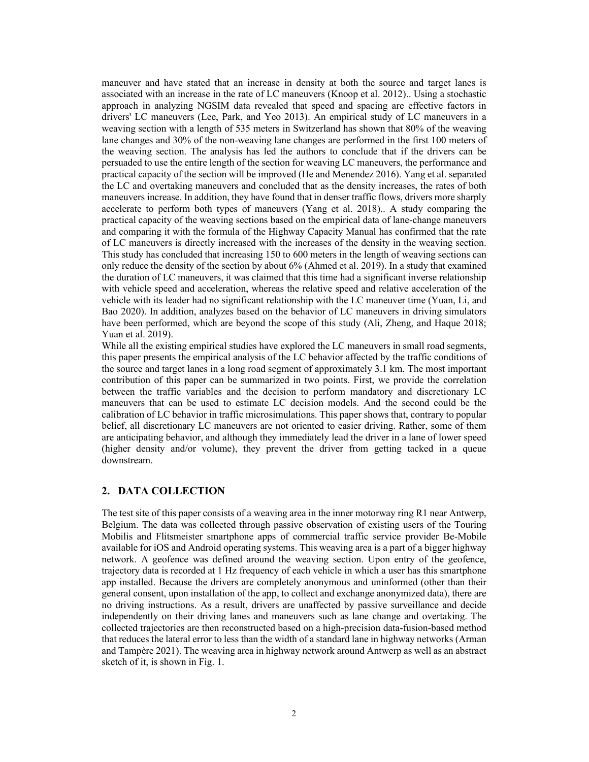maneuver and have stated that an increase in density at both the source and target lanes is associated with an increase in the rate of LC maneuvers (Knoop et al. 2012).. Using a stochastic approach in analyzing NGSIM data revealed that speed and spacing are effective factors in drivers' LC maneuvers (Lee, Park, and Yeo 2013). An empirical study of LC maneuvers in a weaving section with a length of 535 meters in Switzerland has shown that 80% of the weaving lane changes and 30% of the non-weaving lane changes are performed in the first 100 meters of the weaving section. The analysis has led the authors to conclude that if the drivers can be persuaded to use the entire length of the section for weaving LC maneuvers, the performance and practical capacity of the section will be improved (He and Menendez 2016). Yang et al. separated the LC and overtaking maneuvers and concluded that as the density increases, the rates of both maneuvers increase. In addition, they have found that in denser traffic flows, drivers more sharply accelerate to perform both types of maneuvers (Yang et al. 2018).. A study comparing the practical capacity of the weaving sections based on the empirical data of lane-change maneuvers and comparing it with the formula of the Highway Capacity Manual has confirmed that the rate of LC maneuvers is directly increased with the increases of the density in the weaving section. This study has concluded that increasing 150 to 600 meters in the length of weaving sections can only reduce the density of the section by about 6% (Ahmed et al. 2019). In a study that examined the duration of LC maneuvers, it was claimed that this time had a significant inverse relationship with vehicle speed and acceleration, whereas the relative speed and relative acceleration of the vehicle with its leader had no significant relationship with the LC maneuver time (Yuan, Li, and Bao 2020). In addition, analyzes based on the behavior of LC maneuvers in driving simulators have been performed, which are beyond the scope of this study (Ali, Zheng, and Haque 2018; Yuan et al. 2019).

While all the existing empirical studies have explored the LC maneuvers in small road segments, this paper presents the empirical analysis of the LC behavior affected by the traffic conditions of the source and target lanes in a long road segment of approximately 3.1 km. The most important contribution of this paper can be summarized in two points. First, we provide the correlation between the traffic variables and the decision to perform mandatory and discretionary LC maneuvers that can be used to estimate LC decision models. And the second could be the calibration of LC behavior in traffic microsimulations. This paper shows that, contrary to popular belief, all discretionary LC maneuvers are not oriented to easier driving. Rather, some of them are anticipating behavior, and although they immediately lead the driver in a lane of lower speed (higher density and/or volume), they prevent the driver from getting tacked in a queue downstream.

## 2. DATA COLLECTION

The test site of this paper consists of a weaving area in the inner motorway ring R1 near Antwerp, Belgium. The data was collected through passive observation of existing users of the Touring Mobilis and Flitsmeister smartphone apps of commercial traffic service provider Be-Mobile available for iOS and Android operating systems. This weaving area is a part of a bigger highway network. A geofence was defined around the weaving section. Upon entry of the geofence, trajectory data is recorded at 1 Hz frequency of each vehicle in which a user has this smartphone app installed. Because the drivers are completely anonymous and uninformed (other than their general consent, upon installation of the app, to collect and exchange anonymized data), there are no driving instructions. As a result, drivers are unaffected by passive surveillance and decide independently on their driving lanes and maneuvers such as lane change and overtaking. The collected trajectories are then reconstructed based on a high-precision data-fusion-based method that reduces the lateral error to less than the width of a standard lane in highway networks (Arman and Tampère 2021). The weaving area in highway network around Antwerp as well as an abstract sketch of it, is shown in Fig. 1.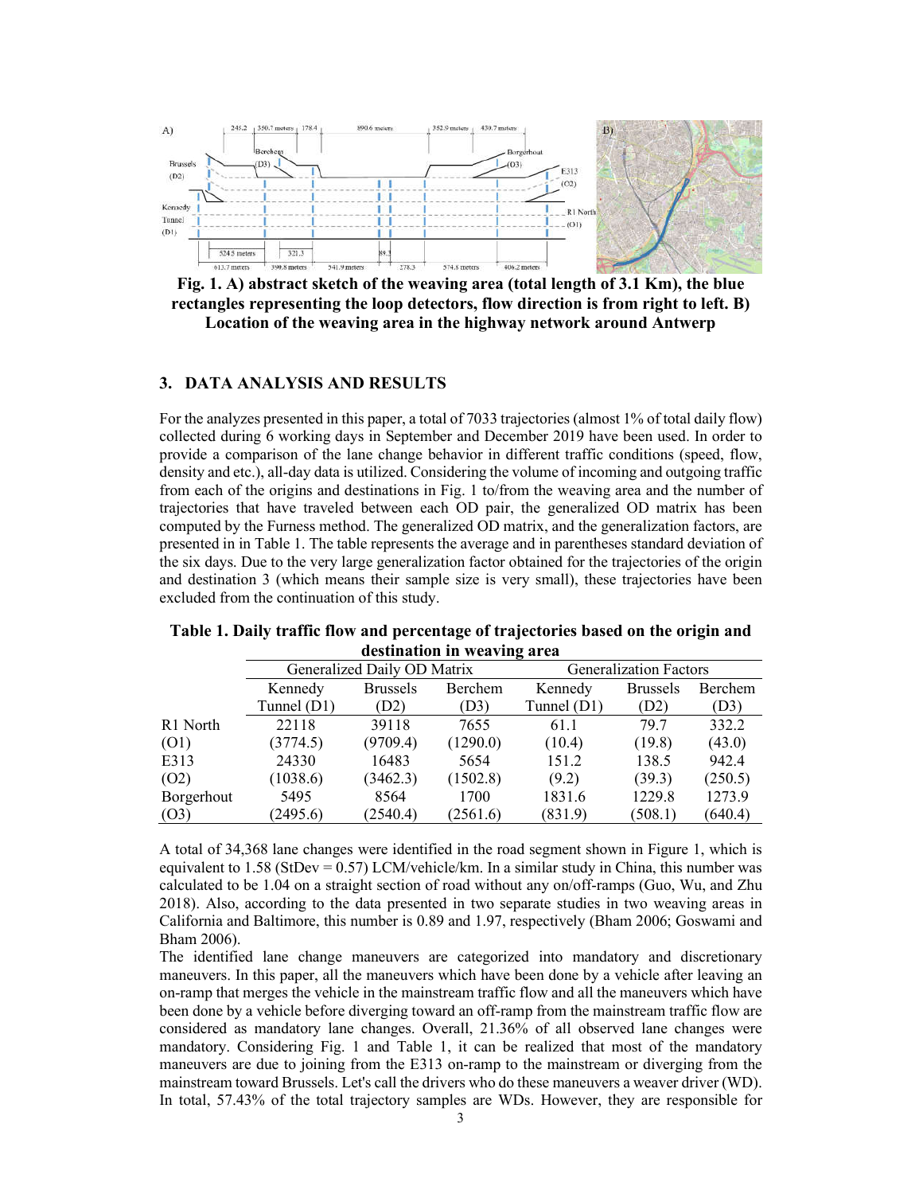**Fig. 1. A) abstract sketch of the weaving area (total length of 3.1 Km), the blue rectangles representing the loop detectors, flow direction is from right to left. B) Location of the weaving area in the highway network around Antwerp**

## 3. DATA ANALYSIS AND RESULTS

For the analyzes presented in this paper, a total of 7033 trajectories (almost 1% of total daily flow) collected during 6 working days in September and December 2019 have been used. In order to provide a comparison of the lane change behavior in different traffic conditions (speed, flow, density and etc.), all-day data is utilized. Considering the volume of incoming and outgoing traffic from each of the origins and destinations in Fig. 1 to/from the weaving area and the number of trajectories that have traveled between each OD pair, the generalized OD matrix has been computed by the Furness method. The generalized OD matrix, and the generalization factors, are presented in in Table 1. The table represents the average and in parentheses standard deviation of the six days. Due to the very large generalization factor obtained for the trajectories of the origin and destination 3 (which means their sample size is very small), these trajectories have been excluded from the continuation of this study.

**Table 1. Daily traffic flow and percentage of trajectories based on the origin and destination in weaving area**

| | Generalized Daily OD Matrix | | | Generalization Factors | | |
|---|---|---|---|---|---|---|
| | Kennedy Tunnel (D1) | Brussels (D2) | Berchem (D3) | Kennedy Tunnel (D1) | Brussels (D2) | Berchem (D3) |
| R1 North (O1) | 22118 (3774.5) | 39118 (9709.4) | 7655 (1290.0) | 61.1 (10.4) | 79.7 (19.8) | 332.2 (43.0) |
| E313 (O2) | 24330 (1038.6) | 16483 (3462.3) | 5654 (1502.8) | 151.2 (9.2) | 138.5 (39.3) | 942.4 (250.5) |
| Borgerhout (O3) | 5495 (2495.6) | 8564 (2540.4) | 1700 (2561.6) | 1831.6 (831.9) | 1229.8 (508.1) | 1273.9 (640.4) |

A total of 34,368 lane changes were identified in the road segment shown in Figure 1, which is equivalent to 1.58 (StDev = 0.57) LCM/vehicle/km. In a similar study in China, this number was calculated to be 1.04 on a straight section of road without any on/off-ramps (Guo, Wu, and Zhu 2018). Also, according to the data presented in two separate studies in two weaving areas in California and Baltimore, this number is 0.89 and 1.97, respectively (Bham 2006; Goswami and Bham 2006).

The identified lane change maneuvers are categorized into mandatory and discretionary maneuvers. In this paper, all the maneuvers which have been done by a vehicle after leaving an on-ramp that merges the vehicle in the mainstream traffic flow and all the maneuvers which have been done by a vehicle before diverging toward an off-ramp from the mainstream traffic flow are considered as mandatory lane changes. Overall, 21.36% of all observed lane changes were mandatory. Considering Fig. 1 and Table 1, it can be realized that most of the mandatory maneuvers are due to joining from the E313 on-ramp to the mainstream or diverging from the mainstream toward Brussels. Let's call the drivers who do these maneuvers a weaver driver (WD). In total, 57.43% of the total trajectory samples are WDs. However, they are responsible for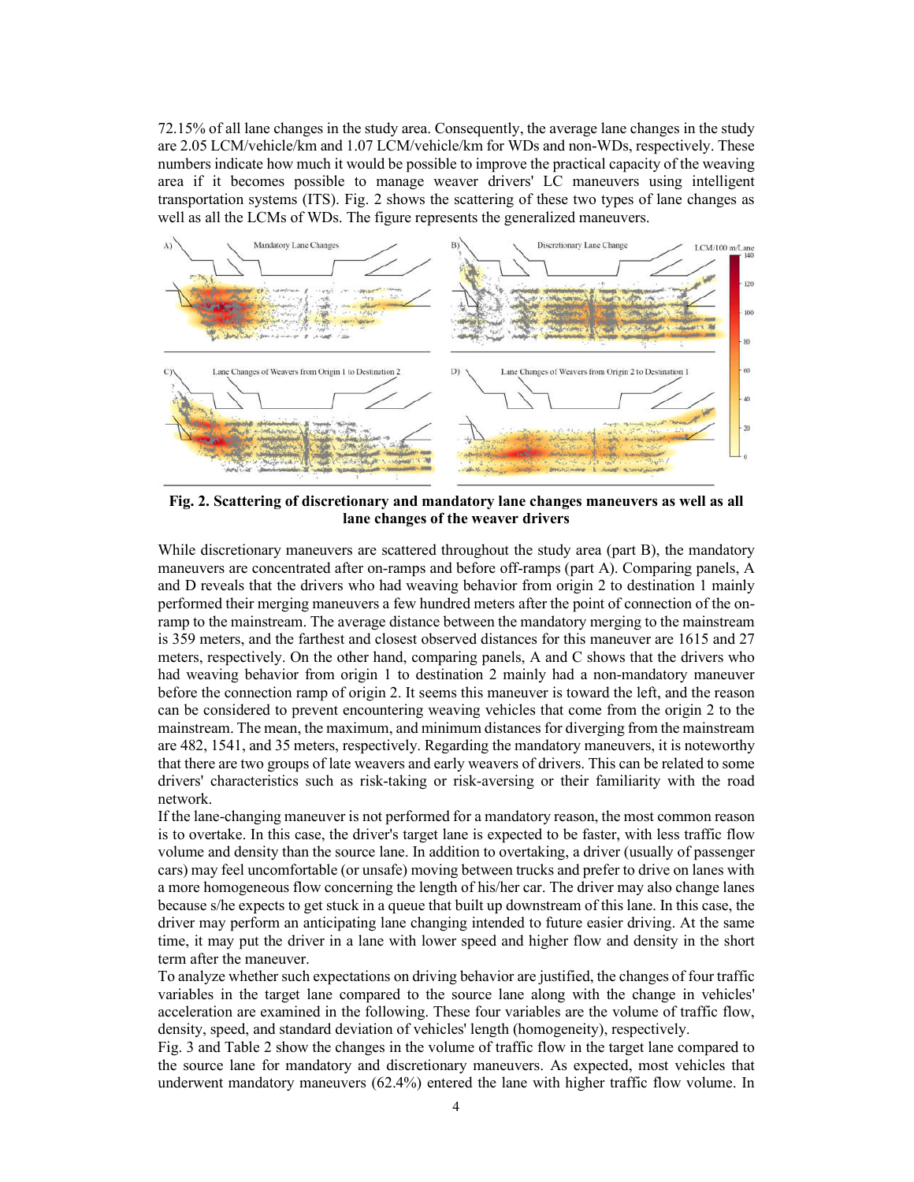72.15% of all lane changes in the study area. Consequently, the average lane changes in the study are 2.05 LCM/vehicle/km and 1.07 LCM/vehicle/km for WDs and non-WDs, respectively. These numbers indicate how much it would be possible to improve the practical capacity of the weaving area if it becomes possible to manage weaver drivers' LC maneuvers using intelligent transportation systems (ITS). Fig. 2 shows the scattering of these two types of lane changes as well as all the LCMs of WDs. The figure represents the generalized maneuvers.

**Fig. 2. Scattering of discretionary and mandatory lane changes maneuvers as well as all lane changes of the weaver drivers**

While discretionary maneuvers are scattered throughout the study area (part B), the mandatory maneuvers are concentrated after on-ramps and before off-ramps (part A). Comparing panels, A and D reveals that the drivers who had weaving behavior from origin 2 to destination 1 mainly performed their merging maneuvers a few hundred meters after the point of connection of the on-ramp to the mainstream. The average distance between the mandatory merging to the mainstream is 359 meters, and the farthest and closest observed distances for this maneuver are 1615 and 27 meters, respectively. On the other hand, comparing panels, A and C shows that the drivers who had weaving behavior from origin 1 to destination 2 mainly had a non-mandatory maneuver before the connection ramp of origin 2. It seems this maneuver is toward the left, and the reason can be considered to prevent encountering weaving vehicles that come from the origin 2 to the mainstream. The mean, the maximum, and minimum distances for diverging from the mainstream are 482, 1541, and 35 meters, respectively. Regarding the mandatory maneuvers, it is noteworthy that there are two groups of late weavers and early weavers of drivers. This can be related to some drivers' characteristics such as risk-taking or risk-aversing or their familiarity with the road network.

If the lane-changing maneuver is not performed for a mandatory reason, the most common reason is to overtake. In this case, the driver's target lane is expected to be faster, with less traffic flow volume and density than the source lane. In addition to overtaking, a driver (usually of passenger cars) may feel uncomfortable (or unsafe) moving between trucks and prefer to drive on lanes with a more homogeneous flow concerning the length of his/her car. The driver may also change lanes because s/he expects to get stuck in a queue that built up downstream of this lane. In this case, the driver may perform an anticipating lane changing intended to future easier driving. At the same time, it may put the driver in a lane with lower speed and higher flow and density in the short term after the maneuver.

To analyze whether such expectations on driving behavior are justified, the changes of four traffic variables in the target lane compared to the source lane along with the change in vehicles' acceleration are examined in the following. These four variables are the volume of traffic flow, density, speed, and standard deviation of vehicles' length (homogeneity), respectively.

Fig. 3 and Table 2 show the changes in the volume of traffic flow in the target lane compared to the source lane for mandatory and discretionary maneuvers. As expected, most vehicles that underwent mandatory maneuvers (62.4%) entered the lane with higher traffic flow volume. In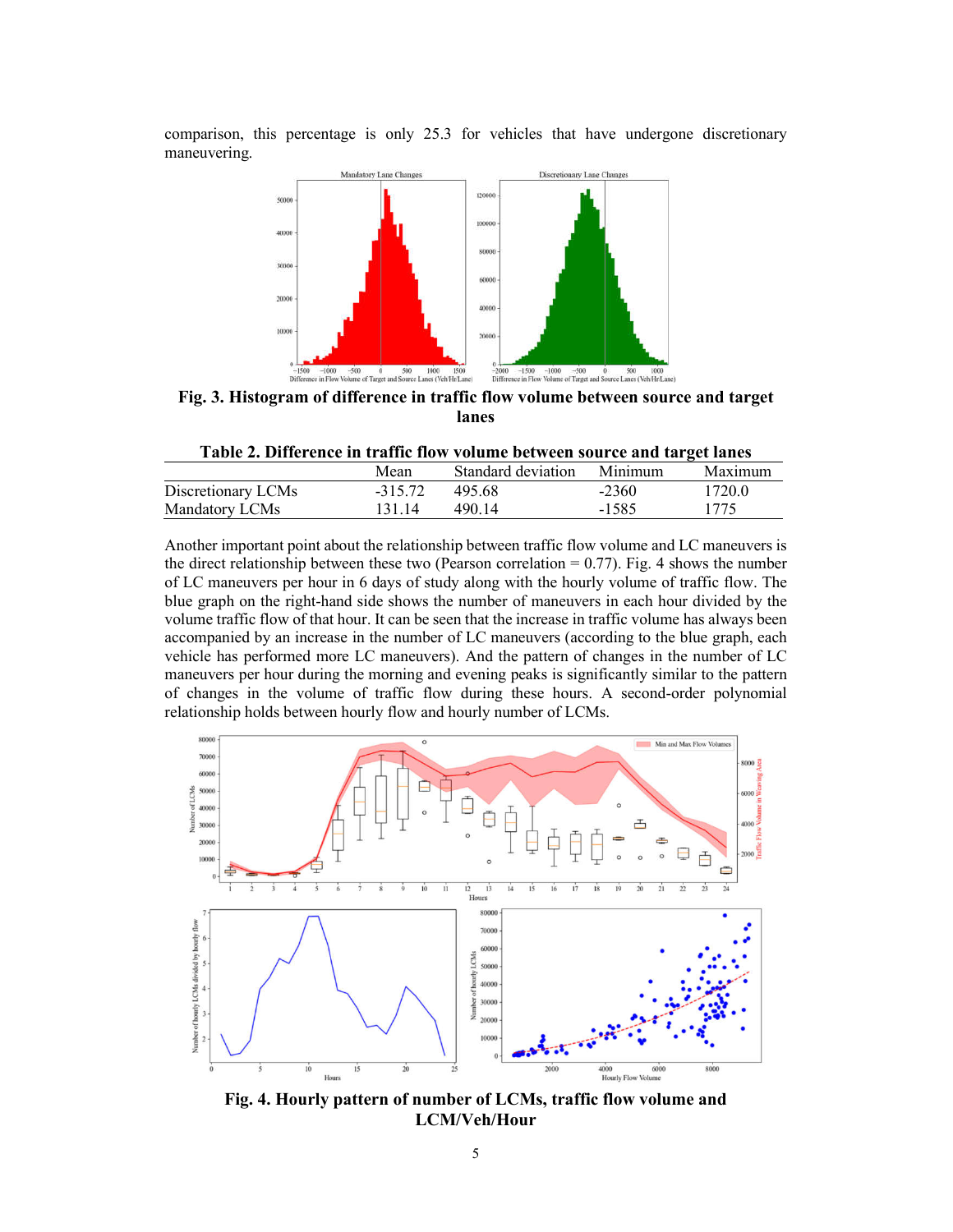comparison, this percentage is only 25.3 for vehicles that have undergone discretionary maneuvering.

**Fig. 3. Histogram of difference in traffic flow volume between source and target lanes**

**Table 2. Difference in traffic flow volume between source and target lanes**

| | Mean | Standard deviation | Minimum | Maximum |
|---|---|---|---|---|
| Discretionary LCMs | -315.72 | 495.68 | -2360 | 1720.0 |
| Mandatory LCMs | 131.14 | 490.14 | -1585 | 1775 |

Another important point about the relationship between traffic flow volume and LC maneuvers is the direct relationship between these two (Pearson correlation = 0.77). Fig. 4 shows the number of LC maneuvers per hour in 6 days of study along with the hourly volume of traffic flow. The blue graph on the right-hand side shows the number of maneuvers in each hour divided by the volume traffic flow of that hour. It can be seen that the increase in traffic volume has always been accompanied by an increase in the number of LC maneuvers (according to the blue graph, each vehicle has performed more LC maneuvers). And the pattern of changes in the number of LC maneuvers per hour during the morning and evening peaks is significantly similar to the pattern of changes in the volume of traffic flow during these hours. A second-order polynomial relationship holds between hourly flow and hourly number of LCMs.

**Fig. 4. Hourly pattern of number of LCMs, traffic flow volume and LCM/Veh/Hour**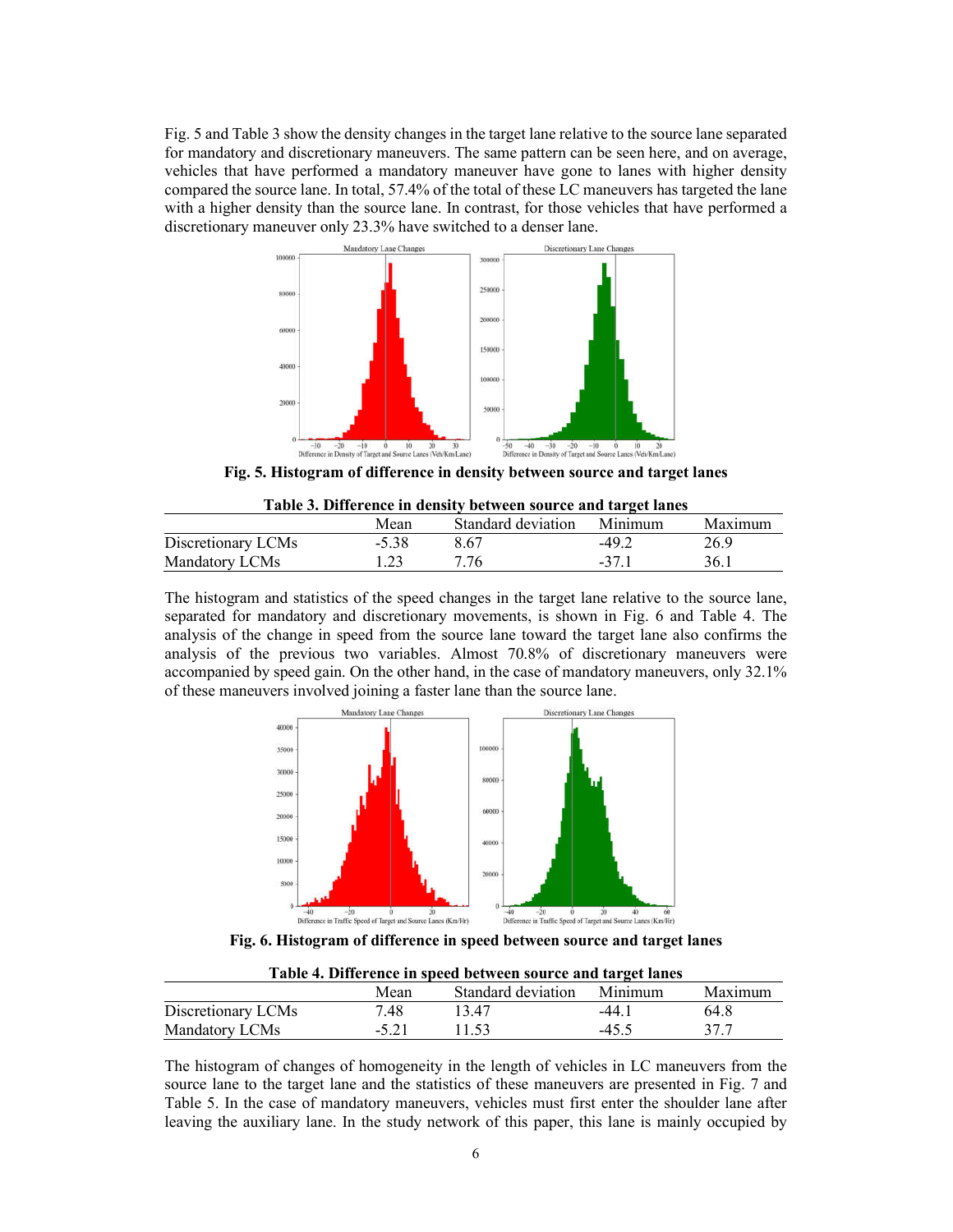Fig. 5 and Table 3 show the density changes in the target lane relative to the source lane separated for mandatory and discretionary maneuvers. The same pattern can be seen here, and on average, vehicles that have performed a mandatory maneuver have gone to lanes with higher density compared the source lane. In total, 57.4% of the total of these LC maneuvers has targeted the lane with a higher density than the source lane. In contrast, for those vehicles that have performed a discretionary maneuver only 23.3% have switched to a denser lane.

**Fig. 5. Histogram of difference in density between source and target lanes**

**Table 3. Difference in density between source and target lanes**

| | Mean | Standard deviation | Minimum | Maximum |
|---|---|---|---|---|
| Discretionary LCMs | -5.38 | 8.67 | -49.2 | 26.9 |
| Mandatory LCMs | 1.23 | 7.76 | -37.1 | 36.1 |

The histogram and statistics of the speed changes in the target lane relative to the source lane, separated for mandatory and discretionary movements, is shown in Fig. 6 and Table 4. The analysis of the change in speed from the source lane toward the target lane also confirms the analysis of the previous two variables. Almost 70.8% of discretionary maneuvers were accompanied by speed gain. On the other hand, in the case of mandatory maneuvers, only 32.1% of these maneuvers involved joining a faster lane than the source lane.

**Fig. 6. Histogram of difference in speed between source and target lanes**

**Table 4. Difference in speed between source and target lanes**

| | Mean | Standard deviation | Minimum | Maximum |
|---|---|---|---|---|
| Discretionary LCMs | 7.48 | 13.47 | -44.1 | 64.8 |
| Mandatory LCMs | -5.21 | 11.53 | -45.5 | 37.7 |

The histogram of changes of homogeneity in the length of vehicles in LC maneuvers from the source lane to the target lane and the statistics of these maneuvers are presented in Fig. 7 and Table 5. In the case of mandatory maneuvers, vehicles must first enter the shoulder lane after leaving the auxiliary lane. In the study network of this paper, this lane is mainly occupied by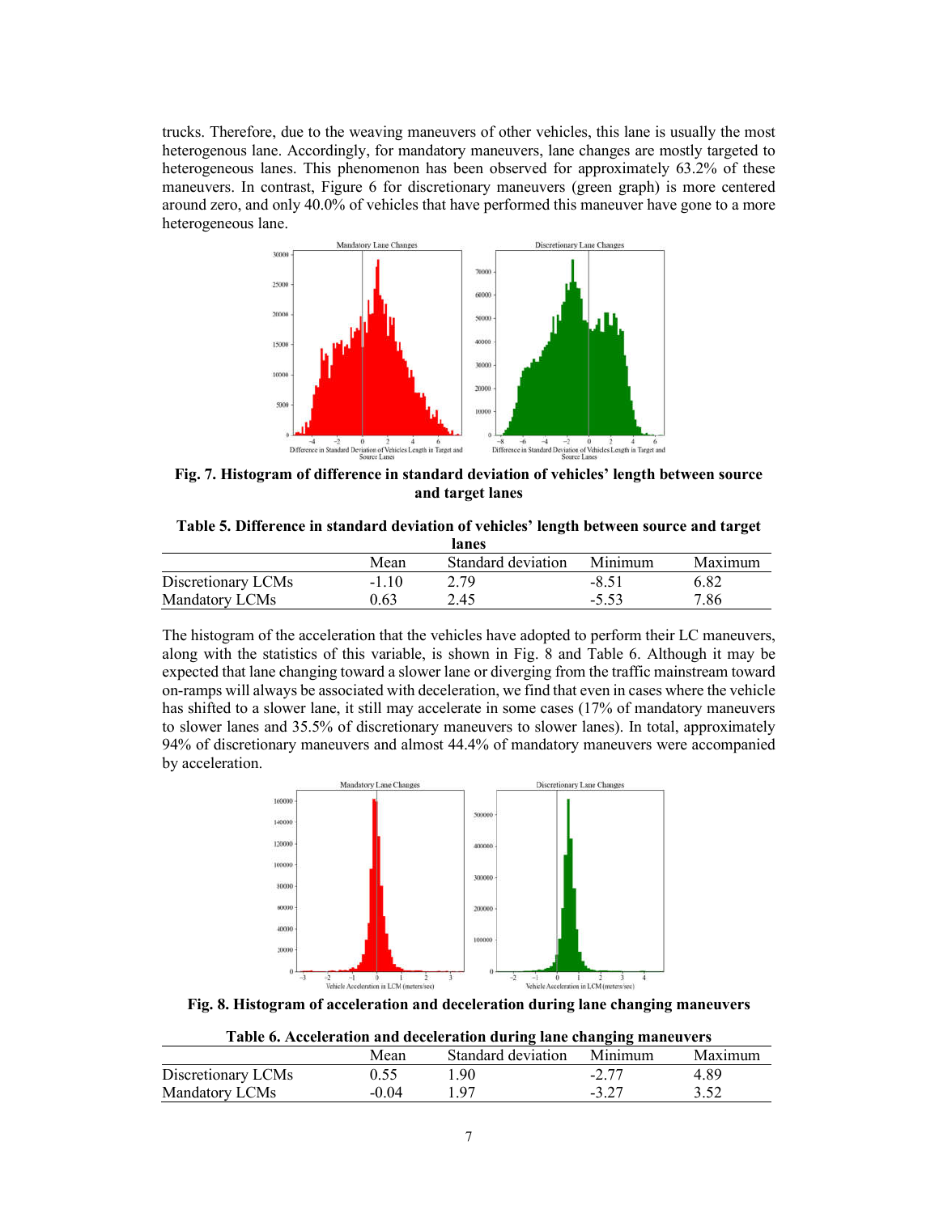trucks. Therefore, due to the weaving maneuvers of other vehicles, this lane is usually the most heterogenous lane. Accordingly, for mandatory maneuvers, lane changes are mostly targeted to heterogeneous lanes. This phenomenon has been observed for approximately 63.2% of these maneuvers. In contrast, Figure 6 for discretionary maneuvers (green graph) is more centered around zero, and only 40.0% of vehicles that have performed this maneuver have gone to a more heterogeneous lane.

**Fig. 7. Histogram of difference in standard deviation of vehicles' length between source and target lanes**

**Table 5. Difference in standard deviation of vehicles' length between source and target lanes**

| | Mean | Standard deviation | Minimum | Maximum |
|---|---|---|---|---|
| Discretionary LCMs | -1.10 | 2.79 | -8.51 | 6.82 |
| Mandatory LCMs | 0.63 | 2.45 | -5.53 | 7.86 |

The histogram of the acceleration that the vehicles have adopted to perform their LC maneuvers, along with the statistics of this variable, is shown in Fig. 8 and Table 6. Although it may be expected that lane changing toward a slower lane or diverging from the traffic mainstream toward on-ramps will always be associated with deceleration, we find that even in cases where the vehicle has shifted to a slower lane, it still may accelerate in some cases (17% of mandatory maneuvers to slower lanes and 35.5% of discretionary maneuvers to slower lanes). In total, approximately 94% of discretionary maneuvers and almost 44.4% of mandatory maneuvers were accompanied by acceleration.

**Fig. 8. Histogram of acceleration and deceleration during lane changing maneuvers**

**Table 6. Acceleration and deceleration during lane changing maneuvers**

| | Mean | Standard deviation | Minimum | Maximum |
|---|---|---|---|---|
| Discretionary LCMs | 0.55 | 1.90 | -2.77 | 4.89 |
| Mandatory LCMs | -0.04 | 1.97 | -3.27 | 3.52 |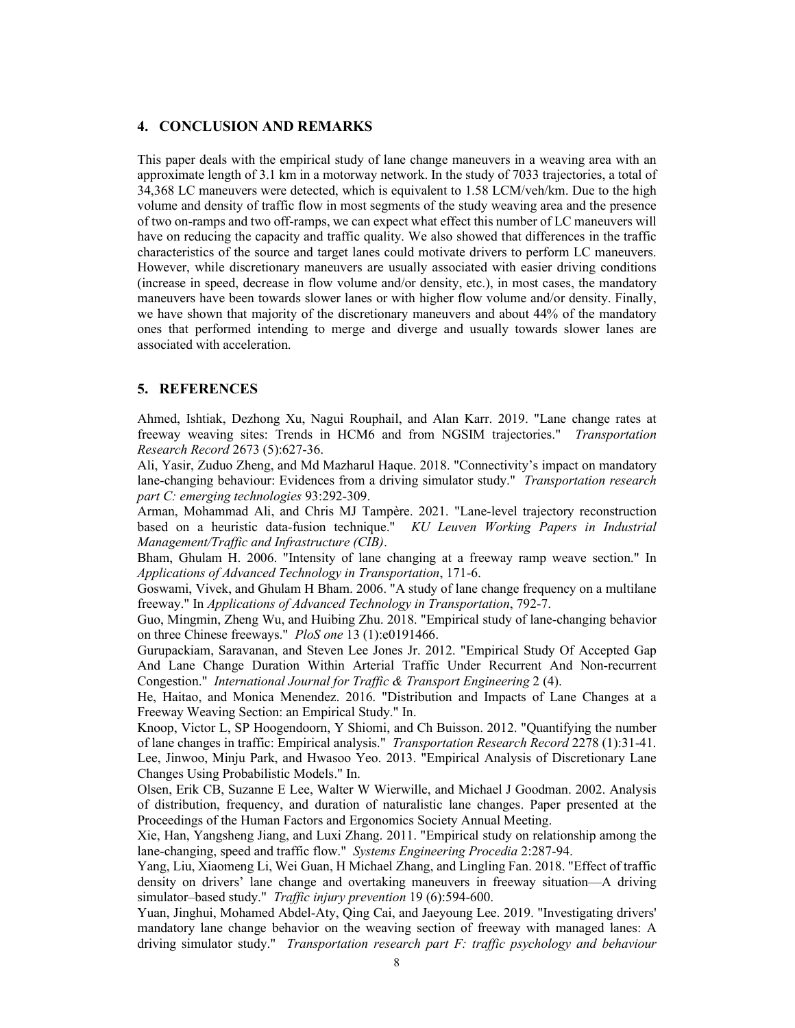## 4. CONCLUSION AND REMARKS

This paper deals with the empirical study of lane change maneuvers in a weaving area with an approximate length of 3.1 km in a motorway network. In the study of 7033 trajectories, a total of 34,368 LC maneuvers were detected, which is equivalent to 1.58 LCM/veh/km. Due to the high volume and density of traffic flow in most segments of the study weaving area and the presence of two on-ramps and two off-ramps, we can expect what effect this number of LC maneuvers will have on reducing the capacity and traffic quality. We also showed that differences in the traffic characteristics of the source and target lanes could motivate drivers to perform LC maneuvers. However, while discretionary maneuvers are usually associated with easier driving conditions (increase in speed, decrease in flow volume and/or density, etc.), in most cases, the mandatory maneuvers have been towards slower lanes or with higher flow volume and/or density. Finally, we have shown that majority of the discretionary maneuvers and about 44% of the mandatory ones that performed intending to merge and diverge and usually towards slower lanes are associated with acceleration.

## 5. REFERENCES

Ahmed, Ishtiak, Dezhong Xu, Nagui Rouphail, and Alan Karr. 2019. "Lane change rates at freeway weaving sites: Trends in HCM6 and from NGSIM trajectories." *Transportation Research Record* 2673 (5):627-36.

Ali, Yasir, Zuduo Zheng, and Md Mazharul Haque. 2018. "Connectivity's impact on mandatory lane-changing behaviour: Evidences from a driving simulator study." *Transportation research part C: emerging technologies* 93:292-309.

Arman, Mohammad Ali, and Chris MJ Tampère. 2021. "Lane-level trajectory reconstruction based on a heuristic data-fusion technique." *KU Leuven Working Papers in Industrial Management/Traffic and Infrastructure (CIB)*.

Bham, Ghulam H. 2006. "Intensity of lane changing at a freeway ramp weave section." In *Applications of Advanced Technology in Transportation*, 171-6.

Goswami, Vivek, and Ghulam H Bham. 2006. "A study of lane change frequency on a multilane freeway." In *Applications of Advanced Technology in Transportation*, 792-7.

Guo, Mingmin, Zheng Wu, and Huibing Zhu. 2018. "Empirical study of lane-changing behavior on three Chinese freeways." *PloS one* 13 (1):e0191466.

Gurupackiam, Saravanan, and Steven Lee Jones Jr. 2012. "Empirical Study Of Accepted Gap And Lane Change Duration Within Arterial Traffic Under Recurrent And Non-recurrent Congestion." *International Journal for Traffic & Transport Engineering* 2 (4).

He, Haitao, and Monica Menendez. 2016. "Distribution and Impacts of Lane Changes at a Freeway Weaving Section: an Empirical Study." In.

Knoop, Victor L, SP Hoogendoorn, Y Shiomi, and Ch Buisson. 2012. "Quantifying the number of lane changes in traffic: Empirical analysis." *Transportation Research Record* 2278 (1):31-41.

Lee, Jinwoo, Minju Park, and Hwasoo Yeo. 2013. "Empirical Analysis of Discretionary Lane Changes Using Probabilistic Models." In.

Olsen, Erik CB, Suzanne E Lee, Walter W Wierwille, and Michael J Goodman. 2002. Analysis of distribution, frequency, and duration of naturalistic lane changes. Paper presented at the Proceedings of the Human Factors and Ergonomics Society Annual Meeting.

Xie, Han, Yangsheng Jiang, and Luxi Zhang. 2011. "Empirical study on relationship among the lane-changing, speed and traffic flow." *Systems Engineering Procedia* 2:287-94.

Yang, Liu, Xiaomeng Li, Wei Guan, H Michael Zhang, and Lingling Fan. 2018. "Effect of traffic density on drivers' lane change and overtaking maneuvers in freeway situation—A driving simulator–based study." *Traffic injury prevention* 19 (6):594-600.

Yuan, Jinghui, Mohamed Abdel-Aty, Qing Cai, and Jaeyoung Lee. 2019. "Investigating drivers' mandatory lane change behavior on the weaving section of freeway with managed lanes: A driving simulator study." *Transportation research part F: traffic psychology and behaviour*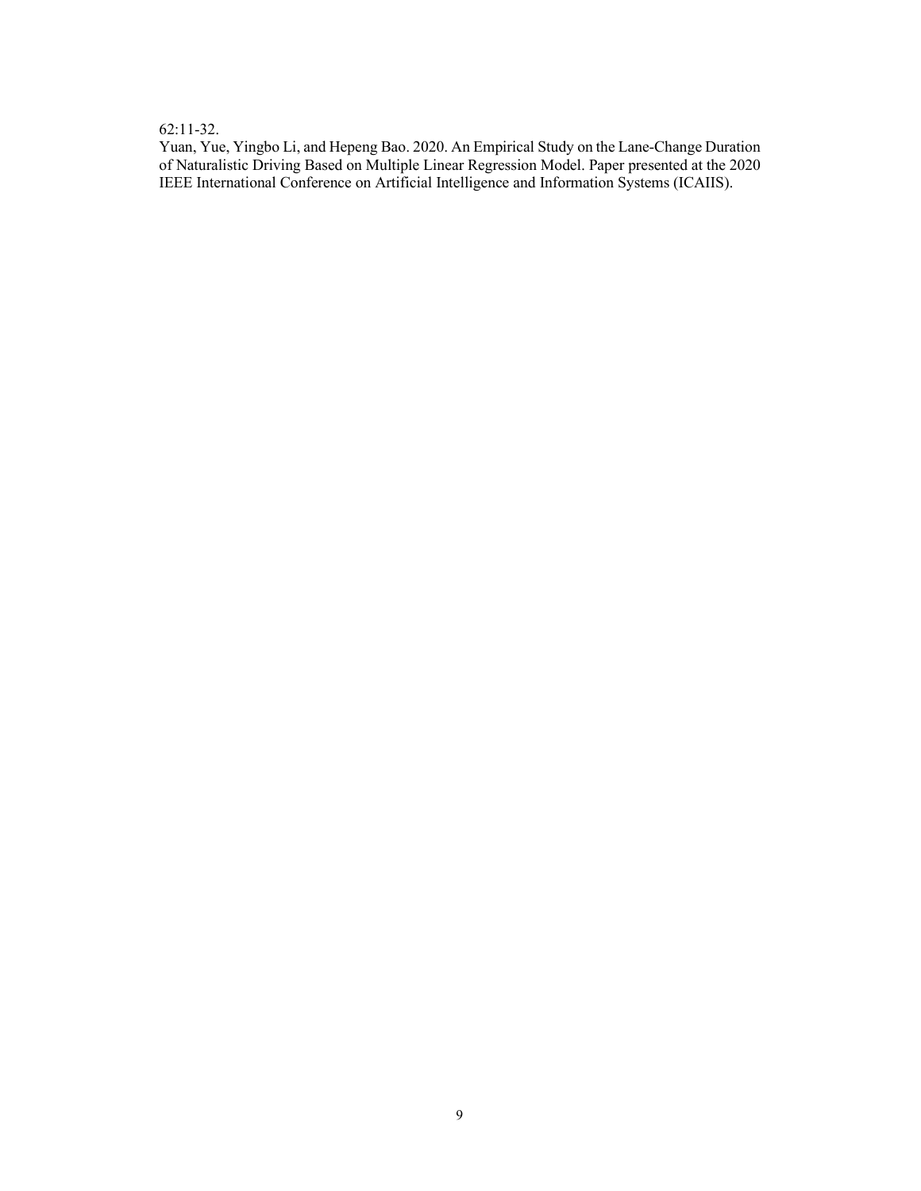62:11-32.

Yuan, Yue, Yingbo Li, and Hepeng Bao. 2020. An Empirical Study on the Lane-Change Duration of Naturalistic Driving Based on Multiple Linear Regression Model. Paper presented at the 2020 IEEE International Conference on Artificial Intelligence and Information Systems (ICAIIS).